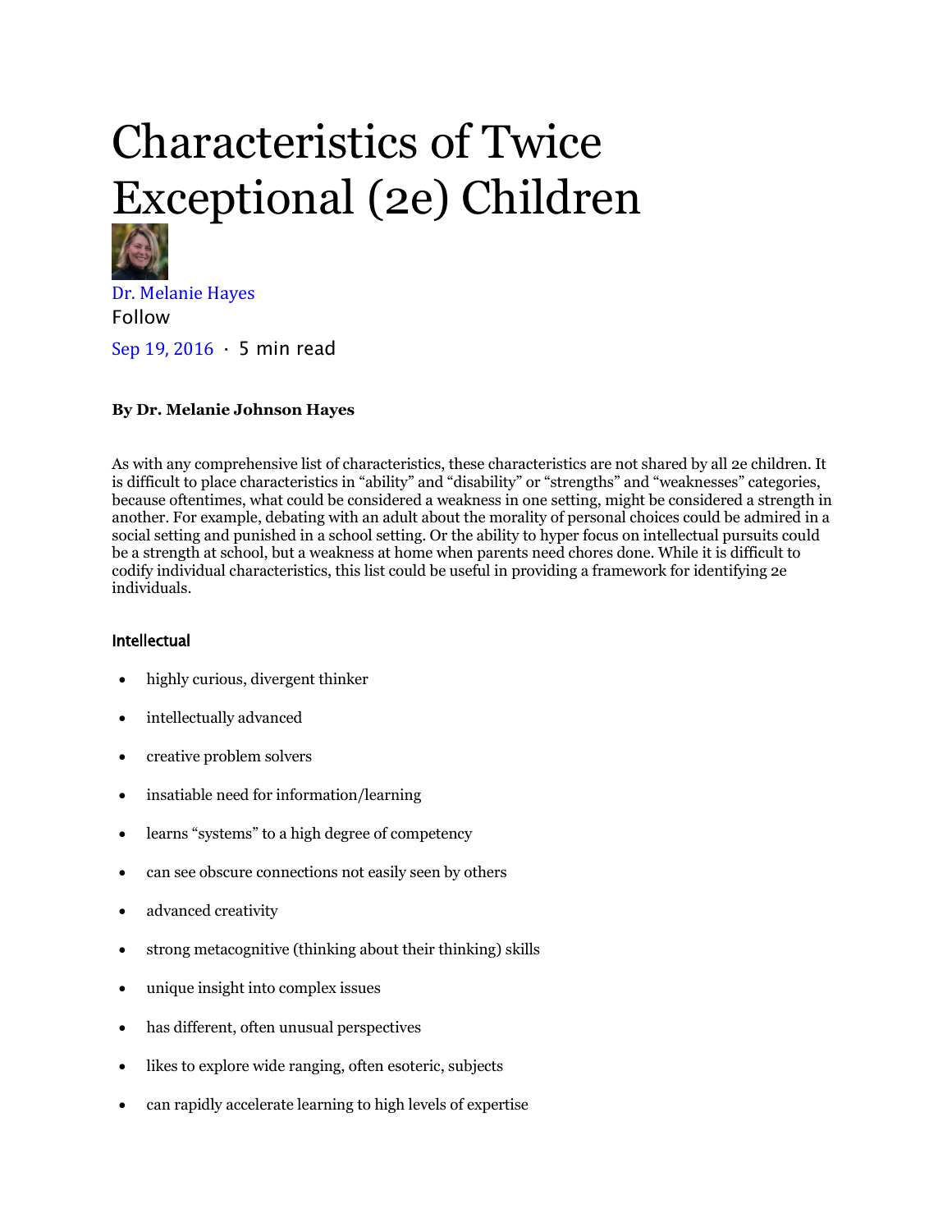# Characteristics of Twice Exceptional (2e) Children

Dr. Melanie Hayes

Follow

Sep 19, 2016 · 5 min read

**By Dr. Melanie Johnson Hayes**

As with any comprehensive list of characteristics, these characteristics are not shared by all 2e children. It is difficult to place characteristics in "ability" and "disability" or "strengths" and "weaknesses" categories, because oftentimes, what could be considered a weakness in one setting, might be considered a strength in another. For example, debating with an adult about the morality of personal choices could be admired in a social setting and punished in a school setting. Or the ability to hyper focus on intellectual pursuits could be a strength at school, but a weakness at home when parents need chores done. While it is difficult to codify individual characteristics, this list could be useful in providing a framework for identifying 2e individuals.

### Intellectual

- highly curious, divergent thinker
- intellectually advanced
- creative problem solvers
- insatiable need for information/learning
- learns "systems" to a high degree of competency
- can see obscure connections not easily seen by others
- advanced creativity
- strong metacognitive (thinking about their thinking) skills
- unique insight into complex issues
- has different, often unusual perspectives
- likes to explore wide ranging, often esoteric, subjects
- can rapidly accelerate learning to high levels of expertise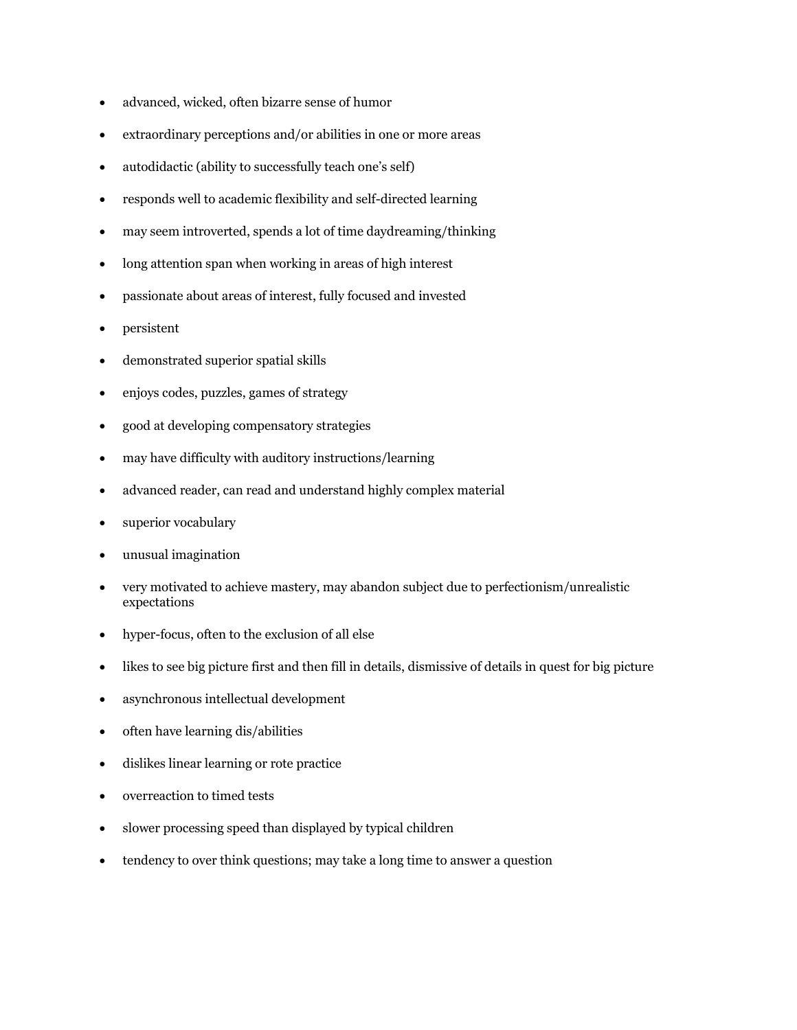- advanced, wicked, often bizarre sense of humor
- extraordinary perceptions and/or abilities in one or more areas
- autodidactic (ability to successfully teach one's self)
- responds well to academic flexibility and self-directed learning
- may seem introverted, spends a lot of time daydreaming/thinking
- long attention span when working in areas of high interest
- passionate about areas of interest, fully focused and invested
- persistent
- demonstrated superior spatial skills
- enjoys codes, puzzles, games of strategy
- good at developing compensatory strategies
- may have difficulty with auditory instructions/learning
- advanced reader, can read and understand highly complex material
- superior vocabulary
- unusual imagination
- very motivated to achieve mastery, may abandon subject due to perfectionism/unrealistic expectations
- hyper-focus, often to the exclusion of all else
- likes to see big picture first and then fill in details, dismissive of details in quest for big picture
- asynchronous intellectual development
- often have learning dis/abilities
- dislikes linear learning or rote practice
- overreaction to timed tests
- slower processing speed than displayed by typical children
- tendency to over think questions; may take a long time to answer a question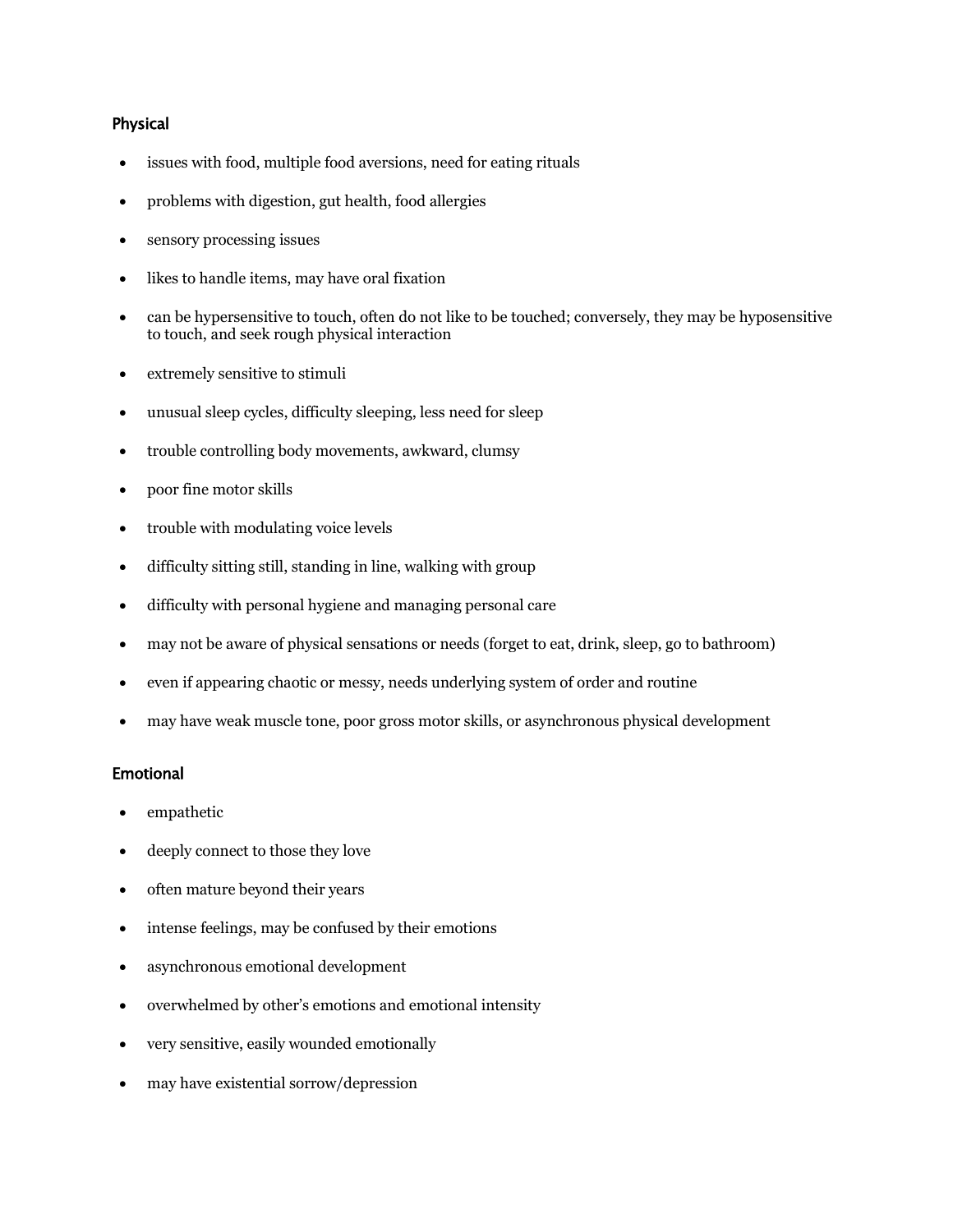### Physical

- issues with food, multiple food aversions, need for eating rituals
- problems with digestion, gut health, food allergies
- sensory processing issues
- likes to handle items, may have oral fixation
- can be hypersensitive to touch, often do not like to be touched; conversely, they may be hyposensitive to touch, and seek rough physical interaction
- extremely sensitive to stimuli
- unusual sleep cycles, difficulty sleeping, less need for sleep
- trouble controlling body movements, awkward, clumsy
- poor fine motor skills
- trouble with modulating voice levels
- difficulty sitting still, standing in line, walking with group
- difficulty with personal hygiene and managing personal care
- may not be aware of physical sensations or needs (forget to eat, drink, sleep, go to bathroom)
- even if appearing chaotic or messy, needs underlying system of order and routine
- may have weak muscle tone, poor gross motor skills, or asynchronous physical development

### Emotional

- empathetic
- deeply connect to those they love
- often mature beyond their years
- intense feelings, may be confused by their emotions
- asynchronous emotional development
- overwhelmed by other's emotions and emotional intensity
- very sensitive, easily wounded emotionally
- may have existential sorrow/depression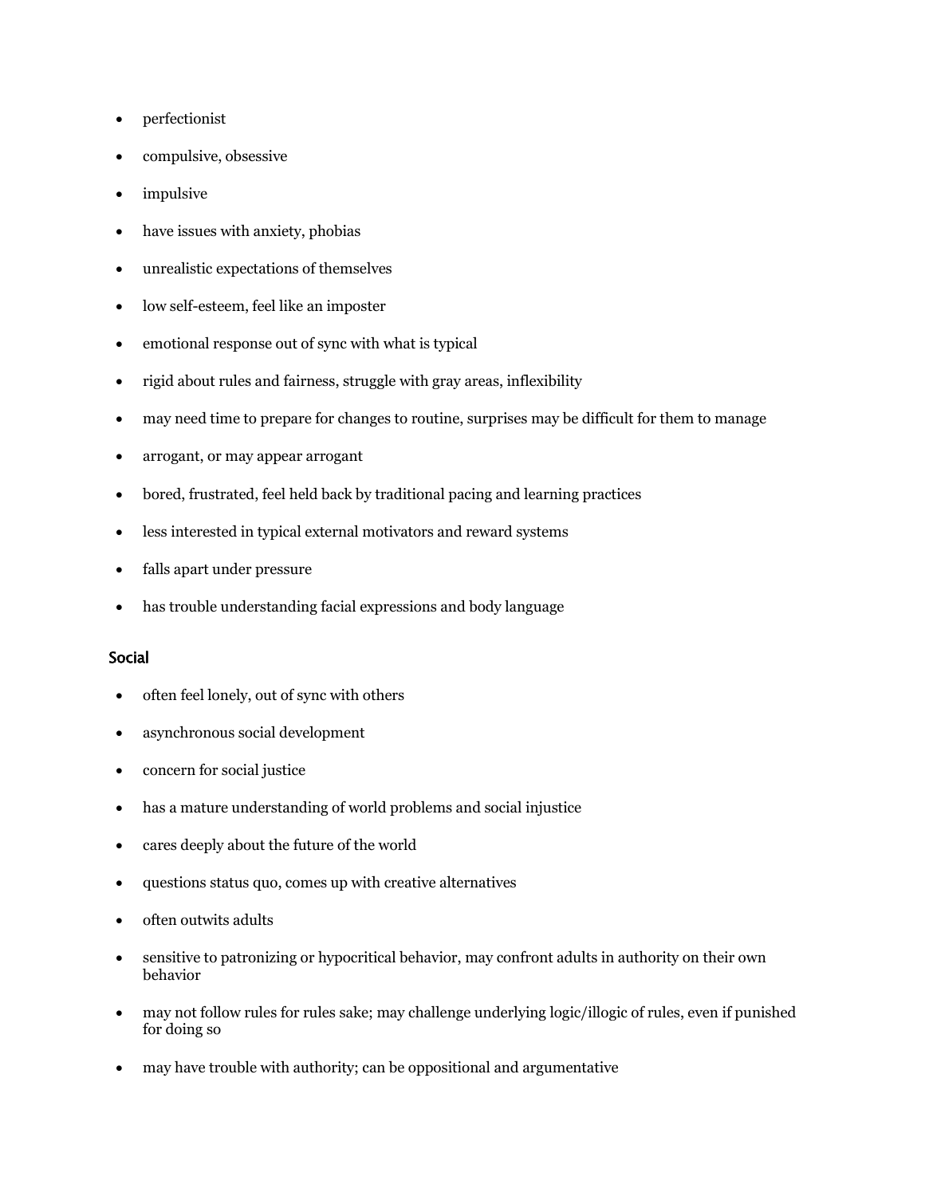- perfectionist
- compulsive, obsessive
- impulsive
- have issues with anxiety, phobias
- unrealistic expectations of themselves
- low self-esteem, feel like an imposter
- emotional response out of sync with what is typical
- rigid about rules and fairness, struggle with gray areas, inflexibility
- may need time to prepare for changes to routine, surprises may be difficult for them to manage
- arrogant, or may appear arrogant
- bored, frustrated, feel held back by traditional pacing and learning practices
- less interested in typical external motivators and reward systems
- falls apart under pressure
- has trouble understanding facial expressions and body language

### Social

- often feel lonely, out of sync with others
- asynchronous social development
- concern for social justice
- has a mature understanding of world problems and social injustice
- cares deeply about the future of the world
- questions status quo, comes up with creative alternatives
- often outwits adults
- sensitive to patronizing or hypocritical behavior, may confront adults in authority on their own behavior
- may not follow rules for rules sake; may challenge underlying logic/illogic of rules, even if punished for doing so
- may have trouble with authority; can be oppositional and argumentative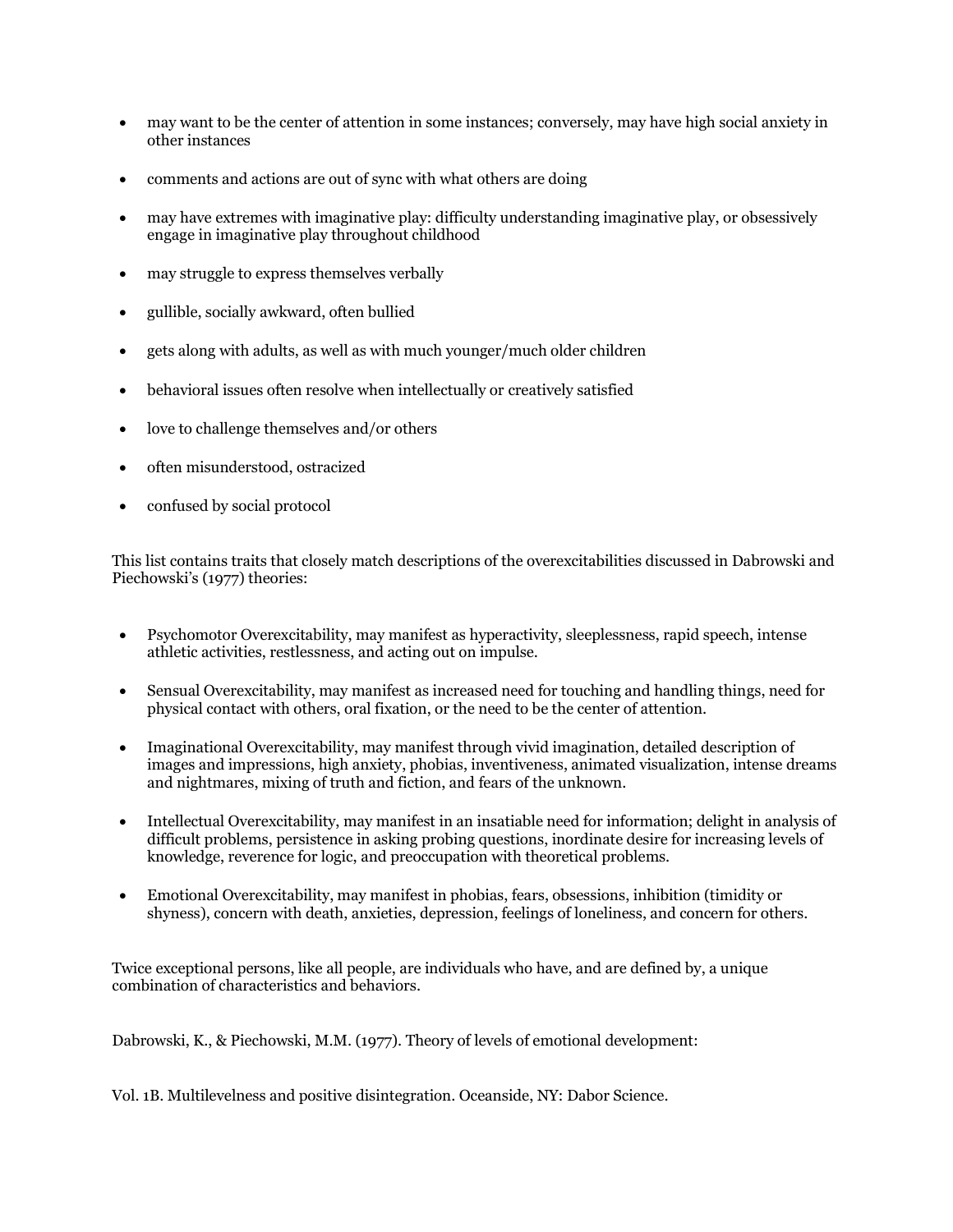- may want to be the center of attention in some instances; conversely, may have high social anxiety in other instances
- comments and actions are out of sync with what others are doing
- may have extremes with imaginative play: difficulty understanding imaginative play, or obsessively engage in imaginative play throughout childhood
- may struggle to express themselves verbally
- gullible, socially awkward, often bullied
- gets along with adults, as well as with much younger/much older children
- behavioral issues often resolve when intellectually or creatively satisfied
- love to challenge themselves and/or others
- often misunderstood, ostracized
- confused by social protocol

This list contains traits that closely match descriptions of the overexcitabilities discussed in Dabrowski and Piechowski's (1977) theories:

- Psychomotor Overexcitability, may manifest as hyperactivity, sleeplessness, rapid speech, intense athletic activities, restlessness, and acting out on impulse.
- Sensual Overexcitability, may manifest as increased need for touching and handling things, need for physical contact with others, oral fixation, or the need to be the center of attention.
- Imaginational Overexcitability, may manifest through vivid imagination, detailed description of images and impressions, high anxiety, phobias, inventiveness, animated visualization, intense dreams and nightmares, mixing of truth and fiction, and fears of the unknown.
- Intellectual Overexcitability, may manifest in an insatiable need for information; delight in analysis of difficult problems, persistence in asking probing questions, inordinate desire for increasing levels of knowledge, reverence for logic, and preoccupation with theoretical problems.
- Emotional Overexcitability, may manifest in phobias, fears, obsessions, inhibition (timidity or shyness), concern with death, anxieties, depression, feelings of loneliness, and concern for others.

Twice exceptional persons, like all people, are individuals who have, and are defined by, a unique combination of characteristics and behaviors.

Dabrowski, K., & Piechowski, M.M. (1977). Theory of levels of emotional development:

Vol. 1B. Multilevelness and positive disintegration. Oceanside, NY: Dabor Science.